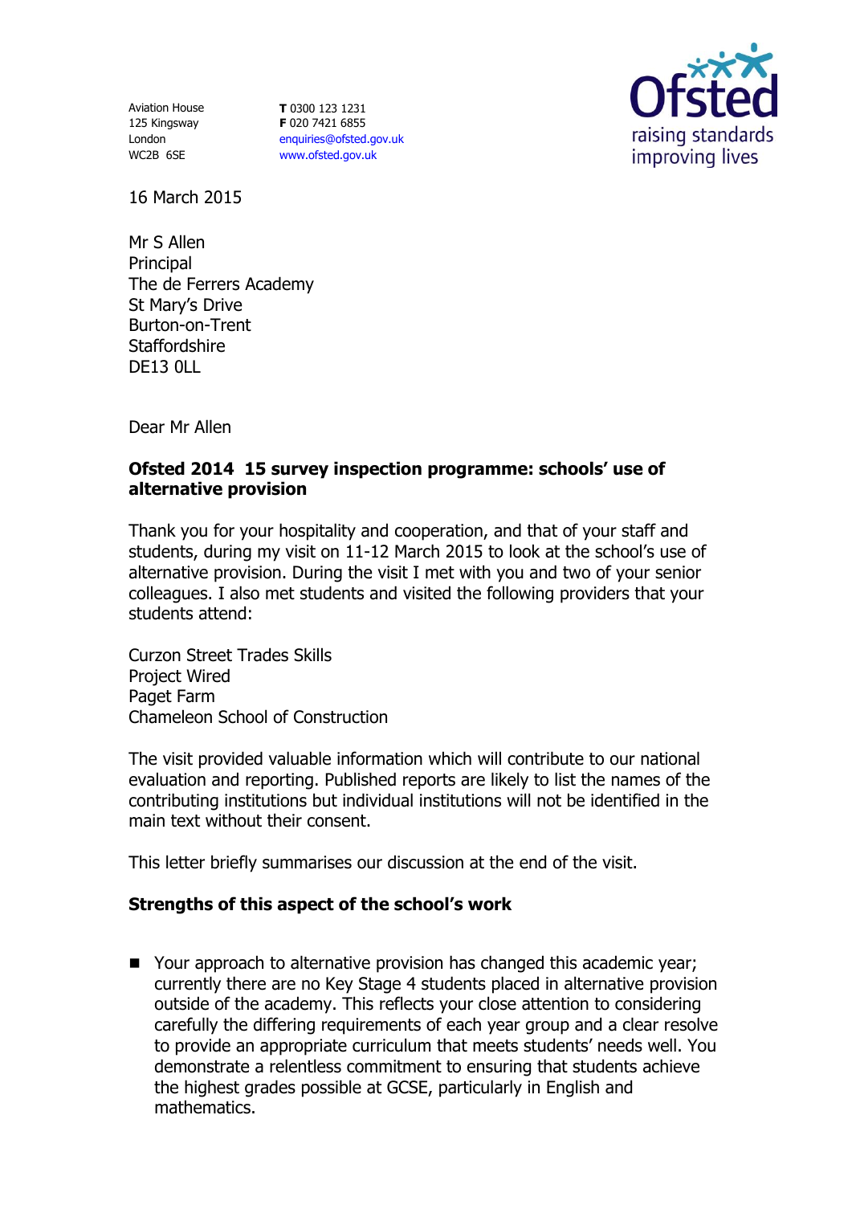Aviation House
125 Kingsway
London
WC2B 6SE

**T** 0300 123 1231
**F** 020 7421 6855
enquiries@ofsted.gov.uk
www.ofsted.gov.uk

Ofsted
raising standards
improving lives

16 March 2015

Mr S Allen
Principal
The de Ferrers Academy
St Mary's Drive
Burton-on-Trent
Staffordshire
DE13 0LL

Dear Mr Allen

**Ofsted 2014 15 survey inspection programme: schools' use of alternative provision**

Thank you for your hospitality and cooperation, and that of your staff and students, during my visit on 11-12 March 2015 to look at the school's use of alternative provision. During the visit I met with you and two of your senior colleagues. I also met students and visited the following providers that your students attend:

Curzon Street Trades Skills
Project Wired
Paget Farm
Chameleon School of Construction

The visit provided valuable information which will contribute to our national evaluation and reporting. Published reports are likely to list the names of the contributing institutions but individual institutions will not be identified in the main text without their consent.

This letter briefly summarises our discussion at the end of the visit.

**Strengths of this aspect of the school's work**

- Your approach to alternative provision has changed this academic year; currently there are no Key Stage 4 students placed in alternative provision outside of the academy. This reflects your close attention to considering carefully the differing requirements of each year group and a clear resolve to provide an appropriate curriculum that meets students' needs well. You demonstrate a relentless commitment to ensuring that students achieve the highest grades possible at GCSE, particularly in English and mathematics.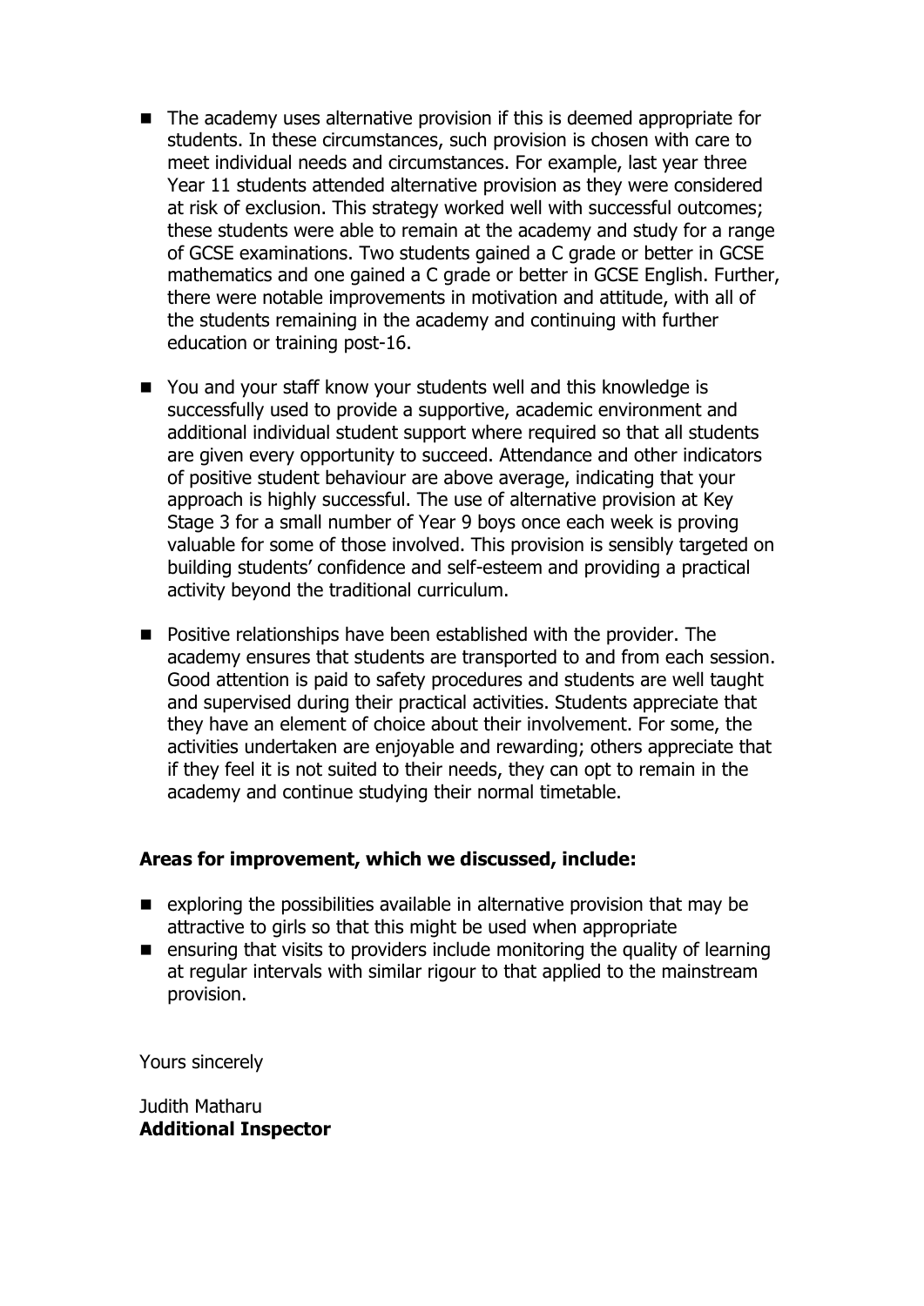- The academy uses alternative provision if this is deemed appropriate for students. In these circumstances, such provision is chosen with care to meet individual needs and circumstances. For example, last year three Year 11 students attended alternative provision as they were considered at risk of exclusion. This strategy worked well with successful outcomes; these students were able to remain at the academy and study for a range of GCSE examinations. Two students gained a C grade or better in GCSE mathematics and one gained a C grade or better in GCSE English. Further, there were notable improvements in motivation and attitude, with all of the students remaining in the academy and continuing with further education or training post-16.

- You and your staff know your students well and this knowledge is successfully used to provide a supportive, academic environment and additional individual student support where required so that all students are given every opportunity to succeed. Attendance and other indicators of positive student behaviour are above average, indicating that your approach is highly successful. The use of alternative provision at Key Stage 3 for a small number of Year 9 boys once each week is proving valuable for some of those involved. This provision is sensibly targeted on building students' confidence and self-esteem and providing a practical activity beyond the traditional curriculum.

- Positive relationships have been established with the provider. The academy ensures that students are transported to and from each session. Good attention is paid to safety procedures and students are well taught and supervised during their practical activities. Students appreciate that they have an element of choice about their involvement. For some, the activities undertaken are enjoyable and rewarding; others appreciate that if they feel it is not suited to their needs, they can opt to remain in the academy and continue studying their normal timetable.

**Areas for improvement, which we discussed, include:**

- exploring the possibilities available in alternative provision that may be attractive to girls so that this might be used when appropriate
- ensuring that visits to providers include monitoring the quality of learning at regular intervals with similar rigour to that applied to the mainstream provision.

Yours sincerely

Judith Matharu
**Additional Inspector**